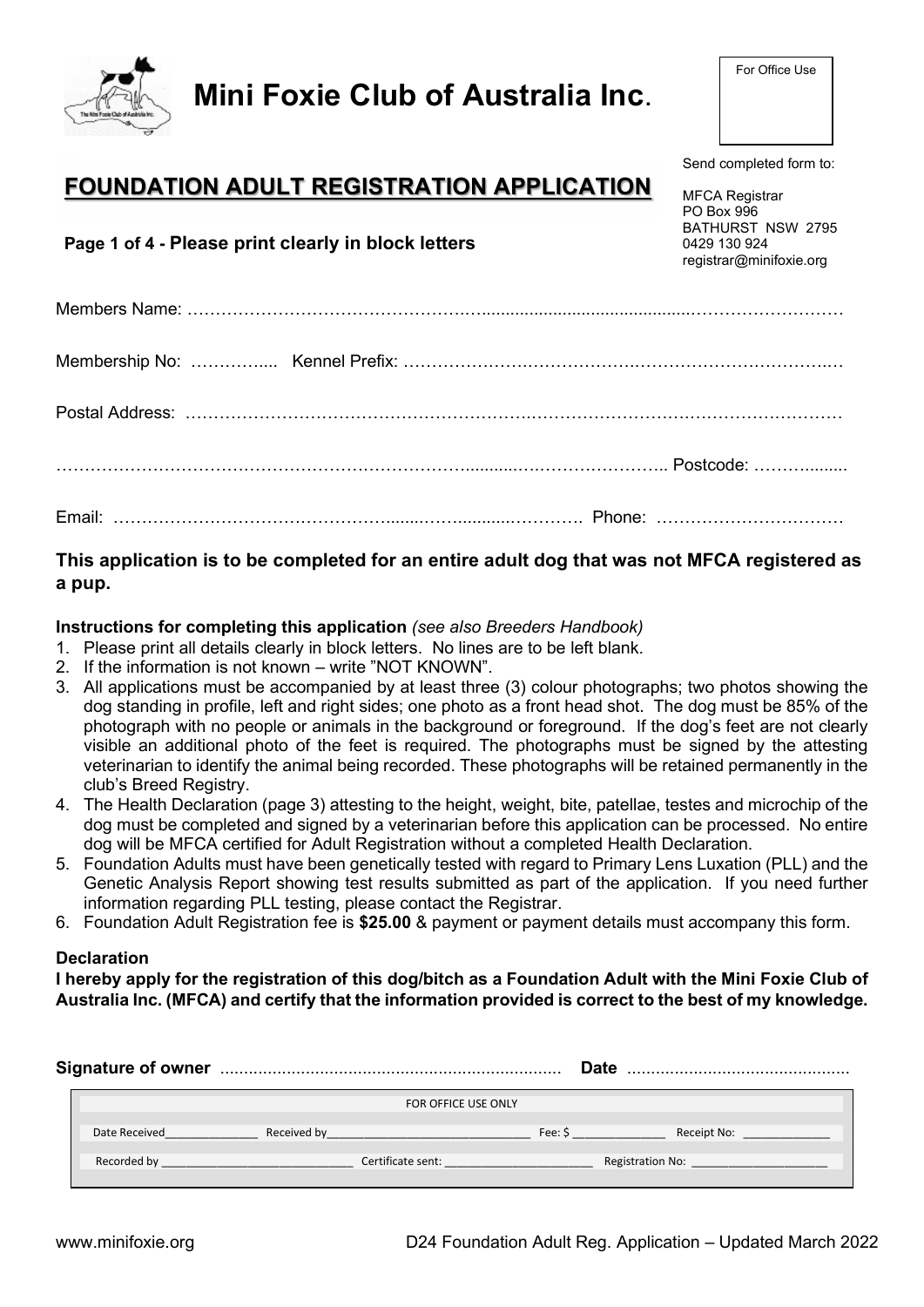# Mini Foxie Club of Australia Inc.

For Office Use

## FOUNDATION ADULT REGISTRATION APPLICATION

Send completed form to:

MFCA Registrar
PO Box 996
BATHURST NSW 2795
0429 130 924
registrar@minifoxie.org

**Page 1 of 4 - Please print clearly in block letters**

Members Name: ……………………………………………………………………………………………………

Membership No: ………….... Kennel Prefix: ……………………………………………………………………

Postal Address: ……………………………………………………………………………………………………

…………………………………………………………………………………………….. Postcode: ……….......

Email: …………………………………………………………………. Phone: ……………………………

**This application is to be completed for an entire adult dog that was not MFCA registered as a pup.**

**Instructions for completing this application** *(see also Breeders Handbook)*

1. Please print all details clearly in block letters. No lines are to be left blank.
2. If the information is not known – write "NOT KNOWN".
3. All applications must be accompanied by at least three (3) colour photographs; two photos showing the dog standing in profile, left and right sides; one photo as a front head shot. The dog must be 85% of the photograph with no people or animals in the background or foreground. If the dog's feet are not clearly visible an additional photo of the feet is required. The photographs must be signed by the attesting veterinarian to identify the animal being recorded. These photographs will be retained permanently in the club's Breed Registry.
4. The Health Declaration (page 3) attesting to the height, weight, bite, patellae, testes and microchip of the dog must be completed and signed by a veterinarian before this application can be processed. No entire dog will be MFCA certified for Adult Registration without a completed Health Declaration.
5. Foundation Adults must have been genetically tested with regard to Primary Lens Luxation (PLL) and the Genetic Analysis Report showing test results submitted as part of the application. If you need further information regarding PLL testing, please contact the Registrar.
6. Foundation Adult Registration fee is **$25.00** & payment or payment details must accompany this form.

**Declaration**

**I hereby apply for the registration of this dog/bitch as a Foundation Adult with the Mini Foxie Club of Australia Inc. (MFCA) and certify that the information provided is correct to the best of my knowledge.**

**Signature of owner** ........................................................................ **Date** ..............................................

| FOR OFFICE USE ONLY | | | |
|---|---|---|---|
| Date Received______________ | Received by______________________________ | Fee: $ ______________ | Receipt No: _____________ |
| Recorded by ____________________________ | Certificate sent: ______________________ | Registration No: ____________________ | |

www.minifoxie.org

D24 Foundation Adult Reg. Application – Updated March 2022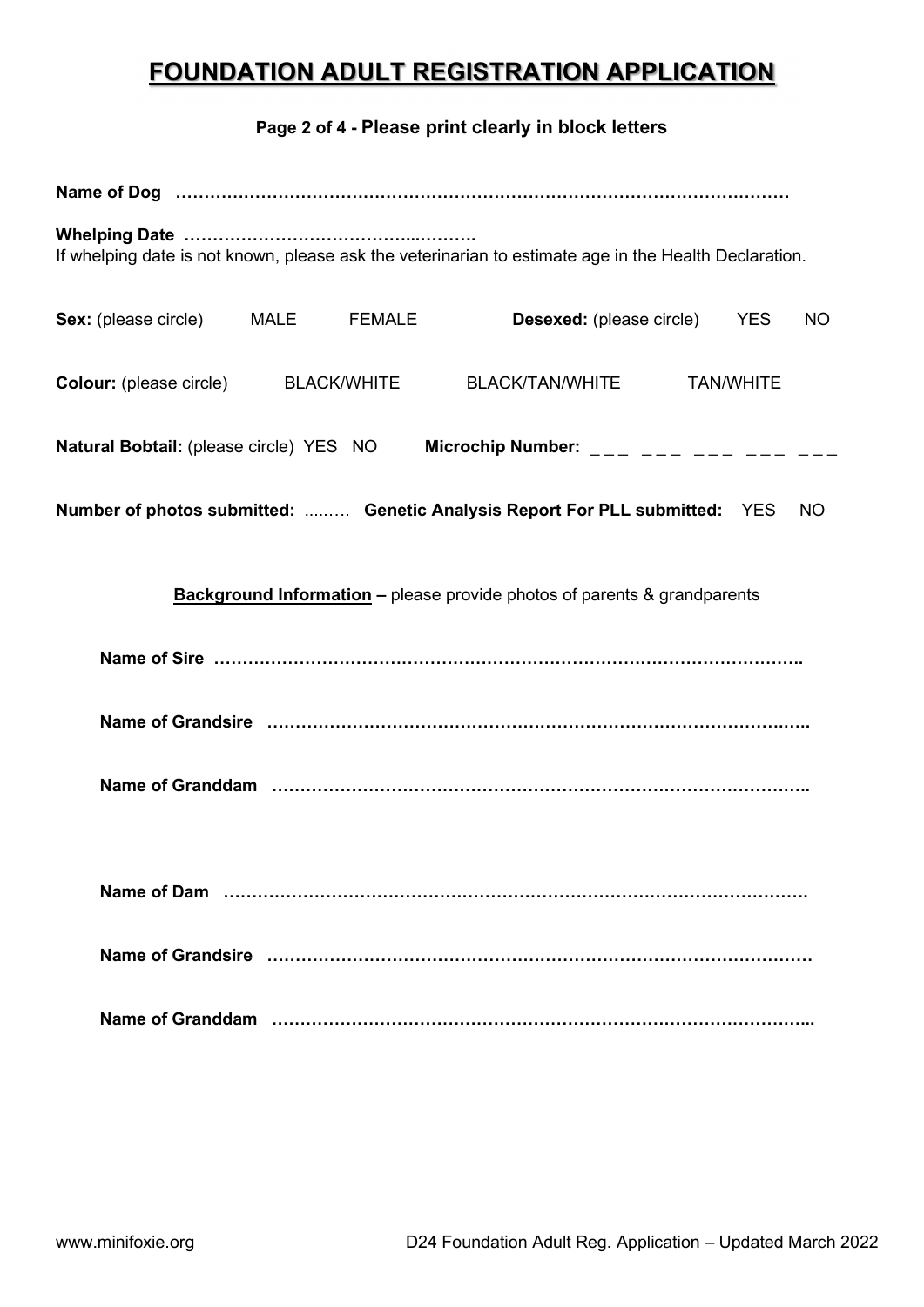# FOUNDATION ADULT REGISTRATION APPLICATION

**Page 2 of 4 - Please print clearly in block letters**

**Name of Dog** ………………………………………………………………………………………………

**Whelping Date** ……………………………………..……….
If whelping date is not known, please ask the veterinarian to estimate age in the Health Declaration.

**Sex:** (please circle) MALE FEMALE **Desexed:** (please circle) YES NO

**Colour:** (please circle) BLACK/WHITE BLACK/TAN/WHITE TAN/WHITE

**Natural Bobtail:** (please circle) YES NO **Microchip Number:** _ _ _ _ _ _ _ _ _ _ _ _ _ _ _

**Number of photos submitted:** ......…. **Genetic Analysis Report For PLL submitted:** YES NO

**Background Information** – please provide photos of parents & grandparents

**Name of Sire** ……………………………………………………………………………………….

**Name of Grandsire** ……………………………………………………………………………….

**Name of Granddam** ………………………………………………………………………………..

**Name of Dam** ………………………………………………………………………………………

**Name of Grandsire** ………………………………………………………………………………

**Name of Granddam** ………………………………………………………………………………...

www.minifoxie.org D24 Foundation Adult Reg. Application – Updated March 2022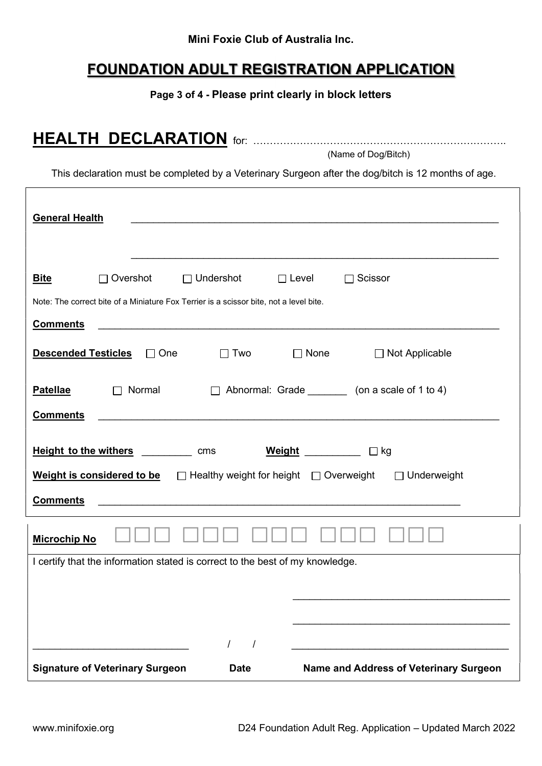**Mini Foxie Club of Australia Inc.**

# FOUNDATION ADULT REGISTRATION APPLICATION

**Page 3 of 4 - Please print clearly in block letters**

## HEALTH DECLARATION for: ……………………………………………………………………

(Name of Dog/Bitch)

This declaration must be completed by a Veterinary Surgeon after the dog/bitch is 12 months of age.

**General Health** ____________________________________________________________

____________________________________________________________

**Bite** ☐ Overshot ☐ Undershot ☐ Level ☐ Scissor

Note: The correct bite of a Miniature Fox Terrier is a scissor bite, not a level bite.

**Comments** ____________________________________________________________

**Descended Testicles** ☐ One ☐ Two ☐ None ☐ Not Applicable

**Patellae** ☐ Normal ☐ Abnormal: Grade _______ (on a scale of 1 to 4)

**Comments** ____________________________________________________________

**Height to the withers** _________ cms **Weight** __________ ☐ kg

**Weight is considered to be** ☐ Healthy weight for height ☐ Overweight ☐ Underweight

**Comments** ____________________________________________________________

**Microchip No** ☐☐☐ ☐☐☐ ☐☐☐ ☐☐☐ ☐☐☐

I certify that the information stated is correct to the best of my knowledge.

______________________________ / / ______________________________

**Signature of Veterinary Surgeon** **Date** **Name and Address of Veterinary Surgeon**

www.minifoxie.org D24 Foundation Adult Reg. Application – Updated March 2022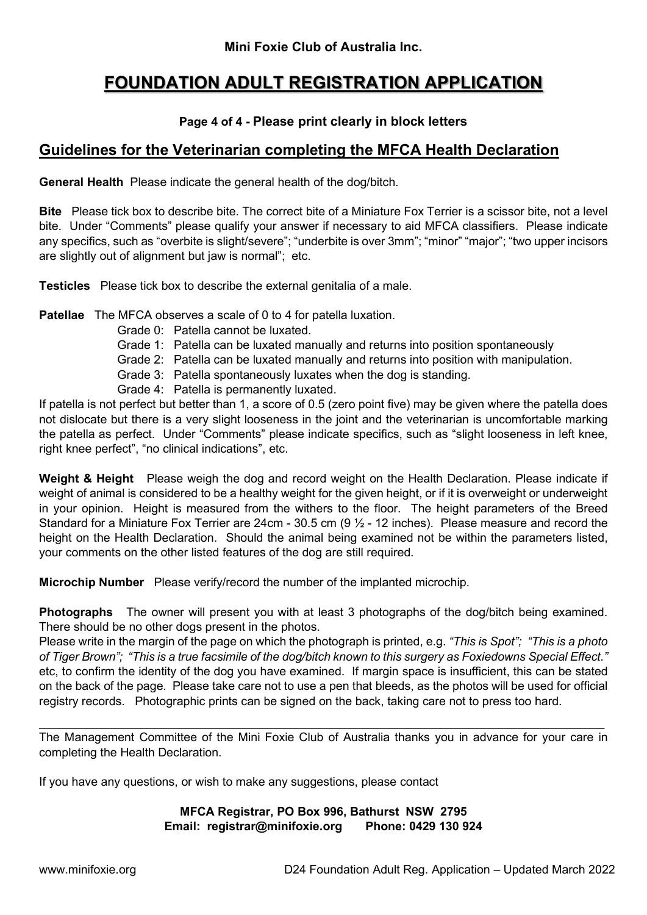**Mini Foxie Club of Australia Inc.**

# FOUNDATION ADULT REGISTRATION APPLICATION

**Page 4 of 4 - Please print clearly in block letters**

## Guidelines for the Veterinarian completing the MFCA Health Declaration

**General Health** Please indicate the general health of the dog/bitch.

**Bite** Please tick box to describe bite. The correct bite of a Miniature Fox Terrier is a scissor bite, not a level bite. Under "Comments" please qualify your answer if necessary to aid MFCA classifiers. Please indicate any specifics, such as "overbite is slight/severe"; "underbite is over 3mm"; "minor" "major"; "two upper incisors are slightly out of alignment but jaw is normal"; etc.

**Testicles** Please tick box to describe the external genitalia of a male.

**Patellae** The MFCA observes a scale of 0 to 4 for patella luxation.

- Grade 0: Patella cannot be luxated.
- Grade 1: Patella can be luxated manually and returns into position spontaneously
- Grade 2: Patella can be luxated manually and returns into position with manipulation.
- Grade 3: Patella spontaneously luxates when the dog is standing.
- Grade 4: Patella is permanently luxated.

If patella is not perfect but better than 1, a score of 0.5 (zero point five) may be given where the patella does not dislocate but there is a very slight looseness in the joint and the veterinarian is uncomfortable marking the patella as perfect. Under "Comments" please indicate specifics, such as "slight looseness in left knee, right knee perfect", "no clinical indications", etc.

**Weight & Height** Please weigh the dog and record weight on the Health Declaration. Please indicate if weight of animal is considered to be a healthy weight for the given height, or if it is overweight or underweight in your opinion. Height is measured from the withers to the floor. The height parameters of the Breed Standard for a Miniature Fox Terrier are 24cm - 30.5 cm (9 ½ - 12 inches). Please measure and record the height on the Health Declaration. Should the animal being examined not be within the parameters listed, your comments on the other listed features of the dog are still required.

**Microchip Number** Please verify/record the number of the implanted microchip.

**Photographs** The owner will present you with at least 3 photographs of the dog/bitch being examined. There should be no other dogs present in the photos.

Please write in the margin of the page on which the photograph is printed, e.g. *"This is Spot"; "This is a photo of Tiger Brown"; "This is a true facsimile of the dog/bitch known to this surgery as Foxiedowns Special Effect."* etc, to confirm the identity of the dog you have examined. If margin space is insufficient, this can be stated on the back of the page. Please take care not to use a pen that bleeds, as the photos will be used for official registry records. Photographic prints can be signed on the back, taking care not to press too hard.

---

The Management Committee of the Mini Foxie Club of Australia thanks you in advance for your care in completing the Health Declaration.

If you have any questions, or wish to make any suggestions, please contact

**MFCA Registrar, PO Box 996, Bathurst NSW 2795**
**Email: registrar@minifoxie.org Phone: 0429 130 924**

www.minifoxie.org D24 Foundation Adult Reg. Application – Updated March 2022